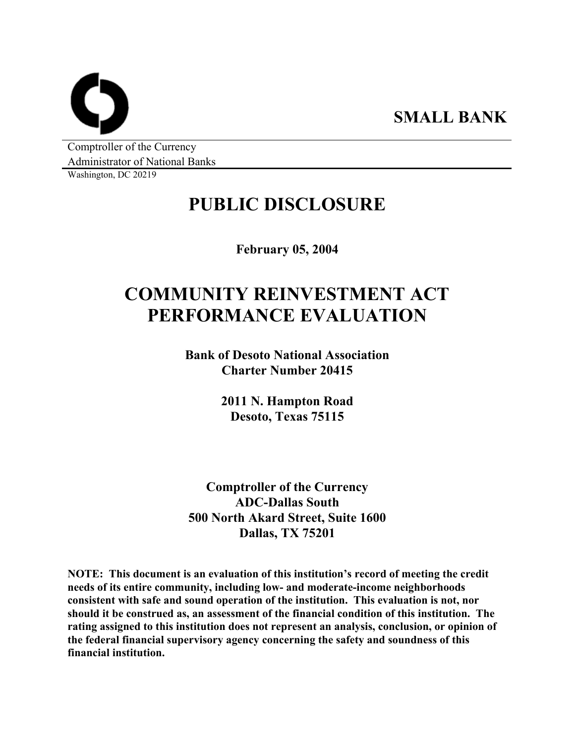**SMALL BANK**

Comptroller of the Currency
Administrator of National Banks
Washington, DC 20219

# PUBLIC DISCLOSURE

**February 05, 2004**

# COMMUNITY REINVESTMENT ACT PERFORMANCE EVALUATION

**Bank of Desoto National Association**
**Charter Number 20415**

**2011 N. Hampton Road**
**Desoto, Texas 75115**

**Comptroller of the Currency**
**ADC-Dallas South**
**500 North Akard Street, Suite 1600**
**Dallas, TX 75201**

**NOTE: This document is an evaluation of this institution's record of meeting the credit needs of its entire community, including low- and moderate-income neighborhoods consistent with safe and sound operation of the institution. This evaluation is not, nor should it be construed as, an assessment of the financial condition of this institution. The rating assigned to this institution does not represent an analysis, conclusion, or opinion of the federal financial supervisory agency concerning the safety and soundness of this financial institution.**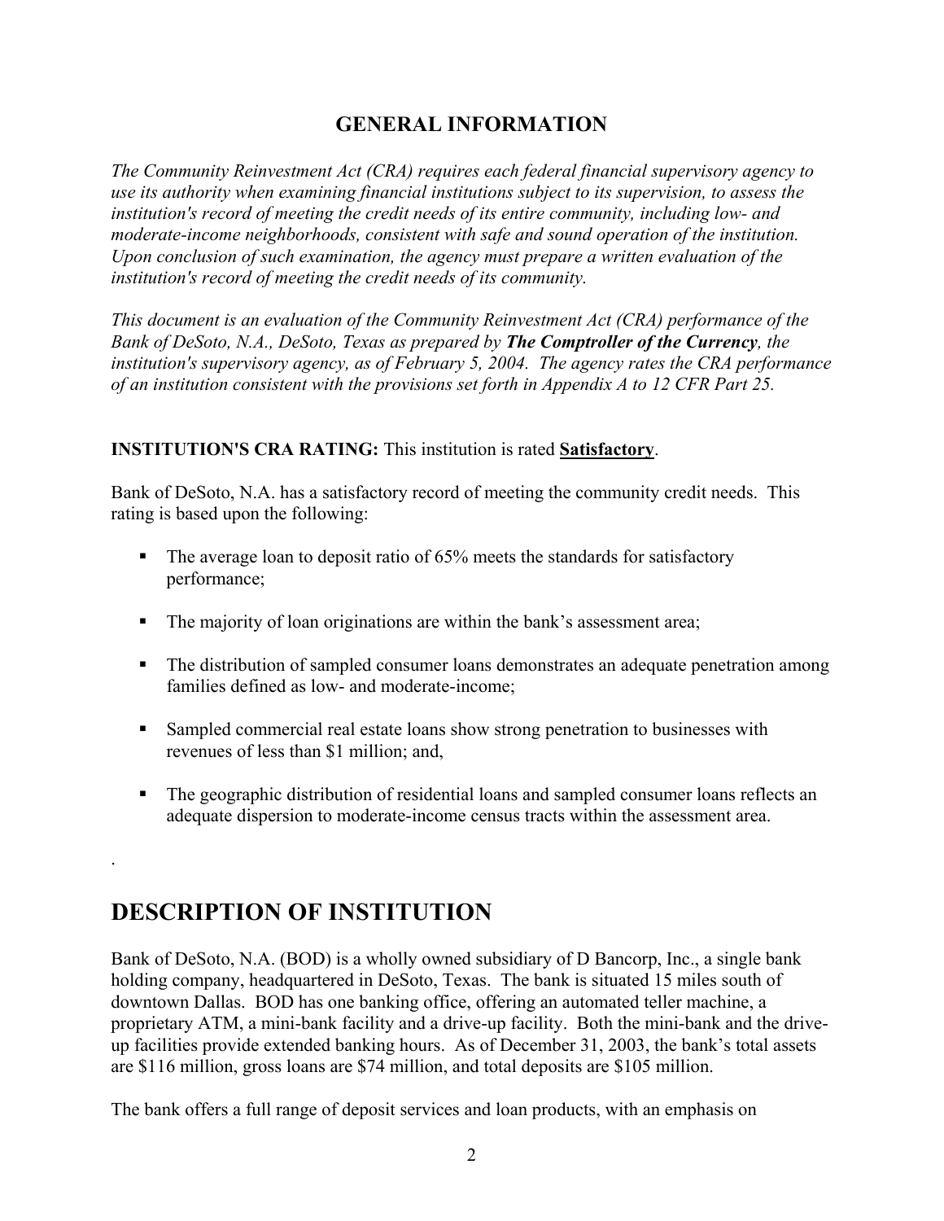## GENERAL INFORMATION

*The Community Reinvestment Act (CRA) requires each federal financial supervisory agency to use its authority when examining financial institutions subject to its supervision, to assess the institution's record of meeting the credit needs of its entire community, including low- and moderate-income neighborhoods, consistent with safe and sound operation of the institution. Upon conclusion of such examination, the agency must prepare a written evaluation of the institution's record of meeting the credit needs of its community.*

*This document is an evaluation of the Community Reinvestment Act (CRA) performance of the Bank of DeSoto, N.A., DeSoto, Texas as prepared by* ***The Comptroller of the Currency****, the institution's supervisory agency, as of February 5, 2004. The agency rates the CRA performance of an institution consistent with the provisions set forth in Appendix A to 12 CFR Part 25.*

**INSTITUTION'S CRA RATING:** This institution is rated **Satisfactory**.

Bank of DeSoto, N.A. has a satisfactory record of meeting the community credit needs. This rating is based upon the following:

- The average loan to deposit ratio of 65% meets the standards for satisfactory performance;
- The majority of loan originations are within the bank's assessment area;
- The distribution of sampled consumer loans demonstrates an adequate penetration among families defined as low- and moderate-income;
- Sampled commercial real estate loans show strong penetration to businesses with revenues of less than $1 million; and,
- The geographic distribution of residential loans and sampled consumer loans reflects an adequate dispersion to moderate-income census tracts within the assessment area.

.

# DESCRIPTION OF INSTITUTION

Bank of DeSoto, N.A. (BOD) is a wholly owned subsidiary of D Bancorp, Inc., a single bank holding company, headquartered in DeSoto, Texas. The bank is situated 15 miles south of downtown Dallas. BOD has one banking office, offering an automated teller machine, a proprietary ATM, a mini-bank facility and a drive-up facility. Both the mini-bank and the drive-up facilities provide extended banking hours. As of December 31, 2003, the bank's total assets are $116 million, gross loans are $74 million, and total deposits are $105 million.

The bank offers a full range of deposit services and loan products, with an emphasis on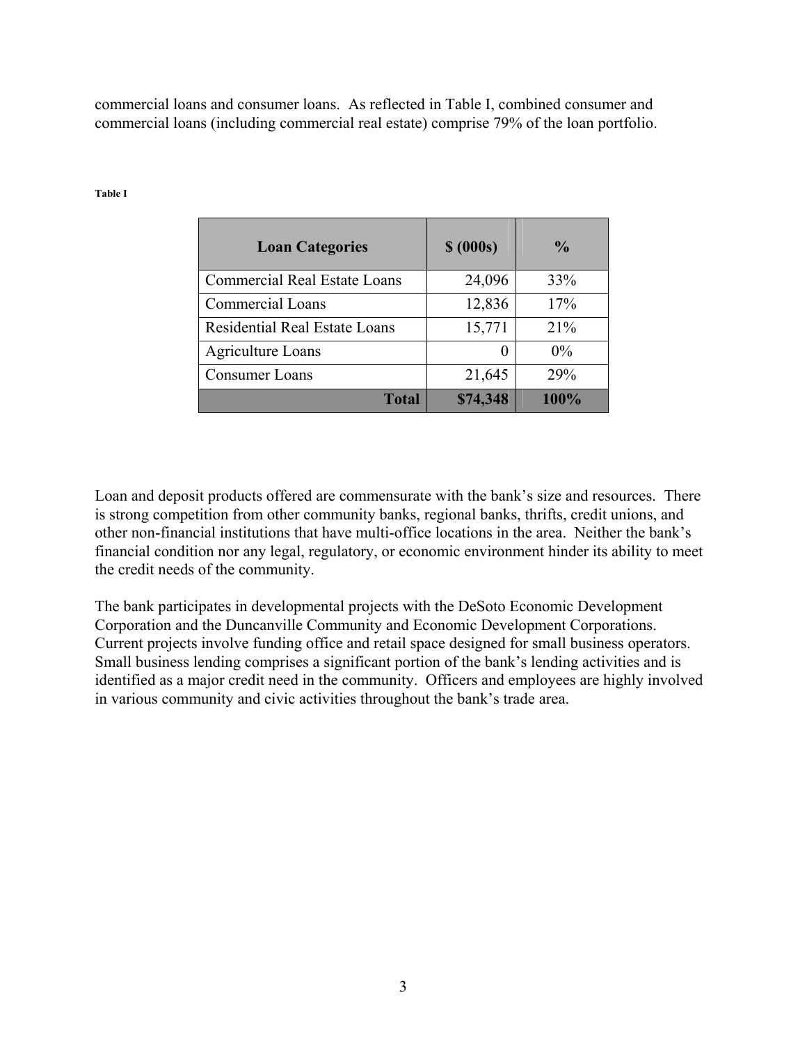commercial loans and consumer loans. As reflected in Table I, combined consumer and commercial loans (including commercial real estate) comprise 79% of the loan portfolio.

**Table I**

| Loan Categories | $ (000s) | % |
| --- | ---: | :---: |
| Commercial Real Estate Loans | 24,096 | 33% |
| Commercial Loans | 12,836 | 17% |
| Residential Real Estate Loans | 15,771 | 21% |
| Agriculture Loans | 0 | 0% |
| Consumer Loans | 21,645 | 29% |
| **Total** | **$74,348** | **100%** |

Loan and deposit products offered are commensurate with the bank's size and resources. There is strong competition from other community banks, regional banks, thrifts, credit unions, and other non-financial institutions that have multi-office locations in the area. Neither the bank's financial condition nor any legal, regulatory, or economic environment hinder its ability to meet the credit needs of the community.

The bank participates in developmental projects with the DeSoto Economic Development Corporation and the Duncanville Community and Economic Development Corporations. Current projects involve funding office and retail space designed for small business operators. Small business lending comprises a significant portion of the bank's lending activities and is identified as a major credit need in the community. Officers and employees are highly involved in various community and civic activities throughout the bank's trade area.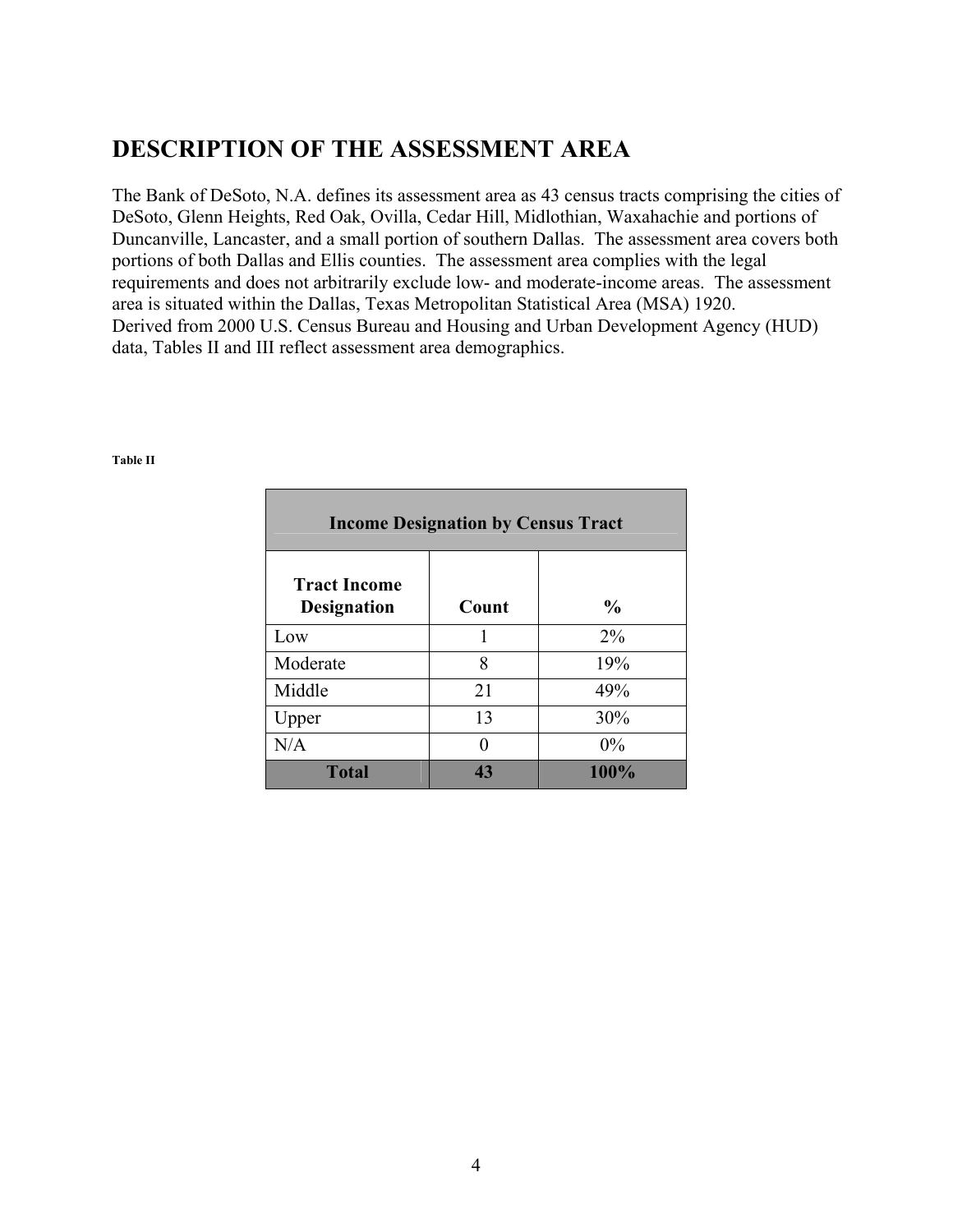## DESCRIPTION OF THE ASSESSMENT AREA

The Bank of DeSoto, N.A. defines its assessment area as 43 census tracts comprising the cities of DeSoto, Glenn Heights, Red Oak, Ovilla, Cedar Hill, Midlothian, Waxahachie and portions of Duncanville, Lancaster, and a small portion of southern Dallas. The assessment area covers both portions of both Dallas and Ellis counties. The assessment area complies with the legal requirements and does not arbitrarily exclude low- and moderate-income areas. The assessment area is situated within the Dallas, Texas Metropolitan Statistical Area (MSA) 1920.
Derived from 2000 U.S. Census Bureau and Housing and Urban Development Agency (HUD) data, Tables II and III reflect assessment area demographics.

**Table II**

| Income Designation by Census Tract | | |
|---|---|---|
| **Tract Income Designation** | **Count** | **%** |
| Low | 1 | 2% |
| Moderate | 8 | 19% |
| Middle | 21 | 49% |
| Upper | 13 | 30% |
| N/A | 0 | 0% |
| **Total** | **43** | **100%** |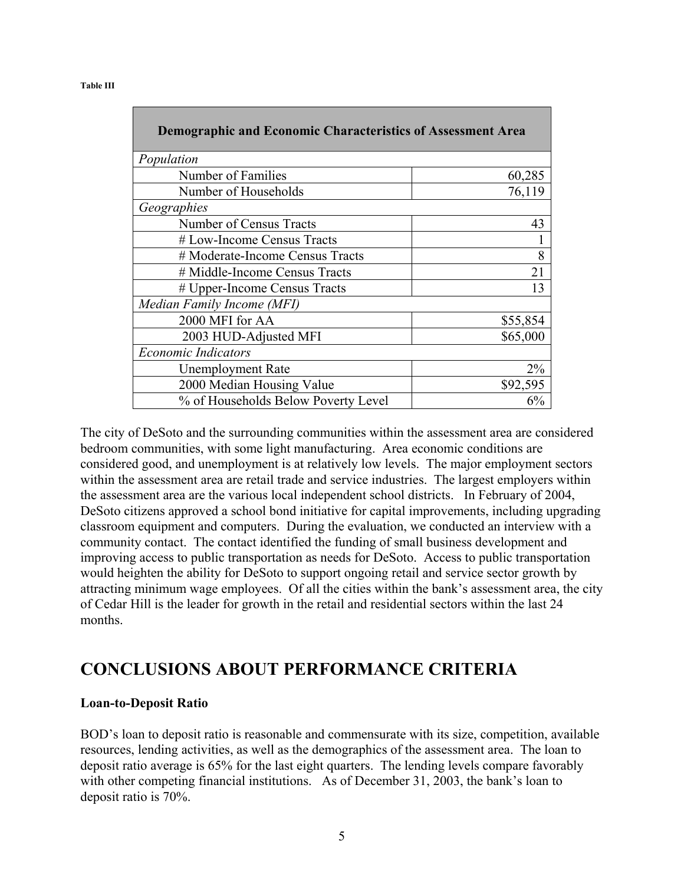**Table III**

| Demographic and Economic Characteristics of Assessment Area | |
|---|---|
| *Population* | |
| Number of Families | 60,285 |
| Number of Households | 76,119 |
| *Geographies* | |
| Number of Census Tracts | 43 |
| # Low-Income Census Tracts | 1 |
| # Moderate-Income Census Tracts | 8 |
| # Middle-Income Census Tracts | 21 |
| # Upper-Income Census Tracts | 13 |
| *Median Family Income (MFI)* | |
| 2000 MFI for AA | $55,854 |
| 2003 HUD-Adjusted MFI | $65,000 |
| *Economic Indicators* | |
| Unemployment Rate | 2% |
| 2000 Median Housing Value | $92,595 |
| % of Households Below Poverty Level | 6% |

The city of DeSoto and the surrounding communities within the assessment area are considered bedroom communities, with some light manufacturing. Area economic conditions are considered good, and unemployment is at relatively low levels. The major employment sectors within the assessment area are retail trade and service industries. The largest employers within the assessment area are the various local independent school districts. In February of 2004, DeSoto citizens approved a school bond initiative for capital improvements, including upgrading classroom equipment and computers. During the evaluation, we conducted an interview with a community contact. The contact identified the funding of small business development and improving access to public transportation as needs for DeSoto. Access to public transportation would heighten the ability for DeSoto to support ongoing retail and service sector growth by attracting minimum wage employees. Of all the cities within the bank's assessment area, the city of Cedar Hill is the leader for growth in the retail and residential sectors within the last 24 months.

# CONCLUSIONS ABOUT PERFORMANCE CRITERIA

**Loan-to-Deposit Ratio**

BOD's loan to deposit ratio is reasonable and commensurate with its size, competition, available resources, lending activities, as well as the demographics of the assessment area. The loan to deposit ratio average is 65% for the last eight quarters. The lending levels compare favorably with other competing financial institutions. As of December 31, 2003, the bank's loan to deposit ratio is 70%.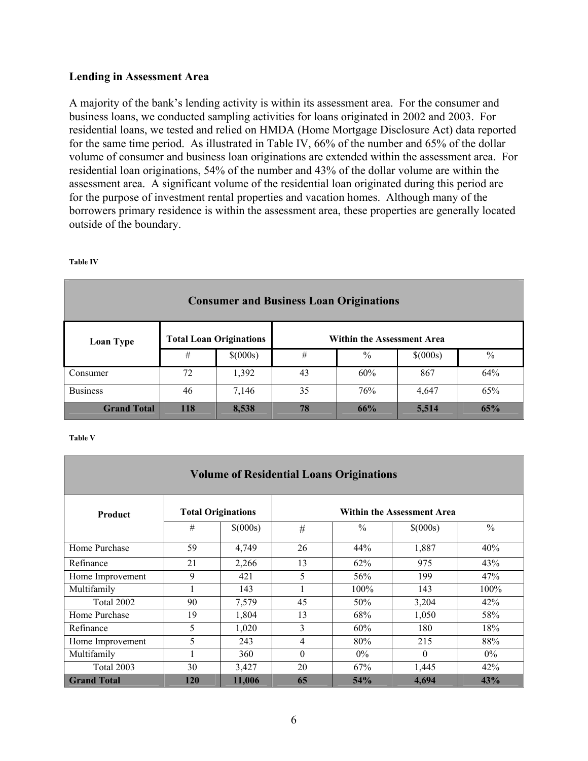**Lending in Assessment Area**

A majority of the bank's lending activity is within its assessment area. For the consumer and business loans, we conducted sampling activities for loans originated in 2002 and 2003. For residential loans, we tested and relied on HMDA (Home Mortgage Disclosure Act) data reported for the same time period. As illustrated in Table IV, 66% of the number and 65% of the dollar volume of consumer and business loan originations are extended within the assessment area. For residential loan originations, 54% of the number and 43% of the dollar volume are within the assessment area. A significant volume of the residential loan originated during this period are for the purpose of investment rental properties and vacation homes. Although many of the borrowers primary residence is within the assessment area, these properties are generally located outside of the boundary.

**Table IV**

| Consumer and Business Loan Originations | | | | | | |
|---|---|---|---|---|---|---|
| **Loan Type** | **Total Loan Originations** | | **Within the Assessment Area** | | | |
| | # | $(000s) | # | % | $(000s) | % |
| Consumer | 72 | 1,392 | 43 | 60% | 867 | 64% |
| Business | 46 | 7,146 | 35 | 76% | 4,647 | 65% |
| **Grand Total** | **118** | **8,538** | **78** | **66%** | **5,514** | **65%** |

**Table V**

| Volume of Residential Loans Originations | | | | | | |
|---|---|---|---|---|---|---|
| **Product** | **Total Originations** | | **Within the Assessment Area** | | | |
| | # | $(000s) | # | % | $(000s) | % |
| Home Purchase | 59 | 4,749 | 26 | 44% | 1,887 | 40% |
| Refinance | 21 | 2,266 | 13 | 62% | 975 | 43% |
| Home Improvement | 9 | 421 | 5 | 56% | 199 | 47% |
| Multifamily | 1 | 143 | 1 | 100% | 143 | 100% |
| Total 2002 | 90 | 7,579 | 45 | 50% | 3,204 | 42% |
| Home Purchase | 19 | 1,804 | 13 | 68% | 1,050 | 58% |
| Refinance | 5 | 1,020 | 3 | 60% | 180 | 18% |
| Home Improvement | 5 | 243 | 4 | 80% | 215 | 88% |
| Multifamily | 1 | 360 | 0 | 0% | 0 | 0% |
| Total 2003 | 30 | 3,427 | 20 | 67% | 1,445 | 42% |
| **Grand Total** | **120** | **11,006** | **65** | **54%** | **4,694** | **43%** |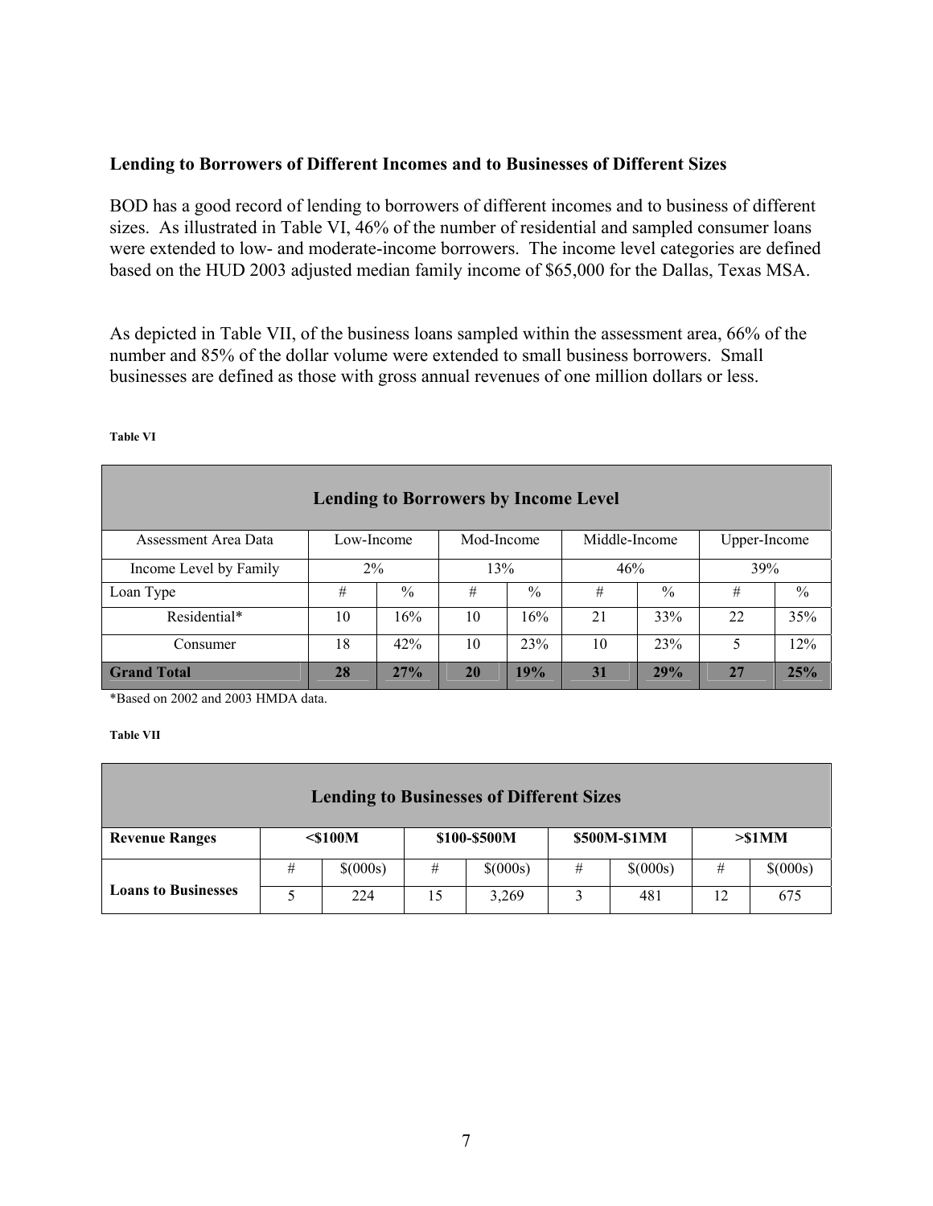### Lending to Borrowers of Different Incomes and to Businesses of Different Sizes

BOD has a good record of lending to borrowers of different incomes and to business of different sizes. As illustrated in Table VI, 46% of the number of residential and sampled consumer loans were extended to low- and moderate-income borrowers. The income level categories are defined based on the HUD 2003 adjusted median family income of $65,000 for the Dallas, Texas MSA.

As depicted in Table VII, of the business loans sampled within the assessment area, 66% of the number and 85% of the dollar volume were extended to small business borrowers. Small businesses are defined as those with gross annual revenues of one million dollars or less.

**Table VI**

| Lending to Borrowers by Income Level | | | | | | | | |
|---|---|---|---|---|---|---|---|---|
| Assessment Area Data | Low-Income | | Mod-Income | | Middle-Income | | Upper-Income | |
| Income Level by Family | 2% | | 13% | | 46% | | 39% | |
| Loan Type | # | % | # | % | # | % | # | % |
| Residential* | 10 | 16% | 10 | 16% | 21 | 33% | 22 | 35% |
| Consumer | 18 | 42% | 10 | 23% | 10 | 23% | 5 | 12% |
| **Grand Total** | **28** | **27%** | **20** | **19%** | **31** | **29%** | **27** | **25%** |

*Based on 2002 and 2003 HMDA data.

**Table VII**

| Lending to Businesses of Different Sizes | | | | | | | | |
|---|---|---|---|---|---|---|---|---|
| **Revenue Ranges** | **<$100M** | | **$100-$500M** | | **$500M-$1MM** | | **>$1MM** | |
| **Loans to Businesses** | # | $(000s) | # | $(000s) | # | $(000s) | # | $(000s) |
| | 5 | 224 | 15 | 3,269 | 3 | 481 | 12 | 675 |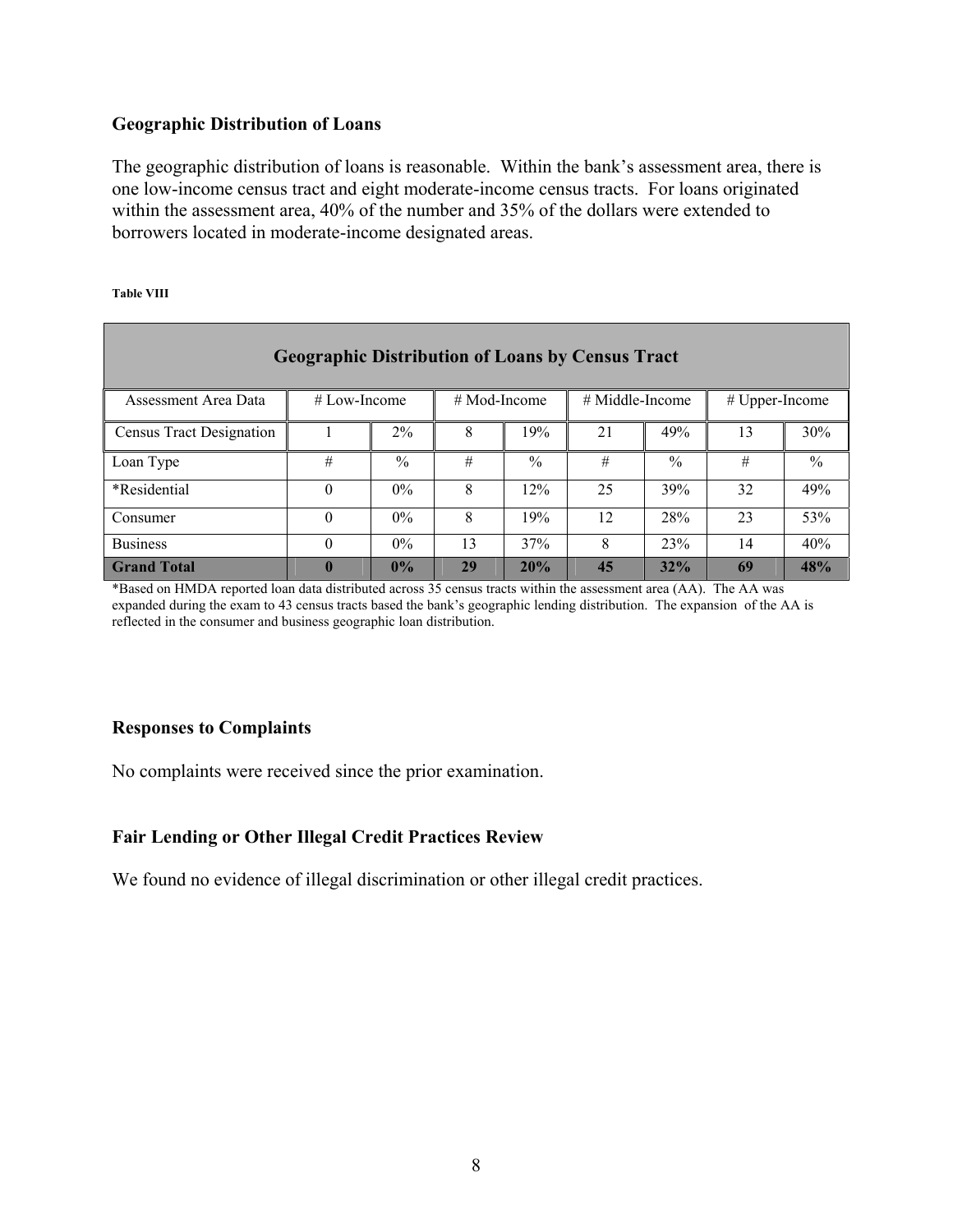### Geographic Distribution of Loans

The geographic distribution of loans is reasonable. Within the bank's assessment area, there is one low-income census tract and eight moderate-income census tracts. For loans originated within the assessment area, 40% of the number and 35% of the dollars were extended to borrowers located in moderate-income designated areas.

**Table VIII**

| Geographic Distribution of Loans by Census Tract | | | | | | | | |
|---|---|---|---|---|---|---|---|---|
| Assessment Area Data | # Low-Income | | # Mod-Income | | # Middle-Income | | # Upper-Income | |
| Census Tract Designation | 1 | 2% | 8 | 19% | 21 | 49% | 13 | 30% |
| Loan Type | # | % | # | % | # | % | # | % |
| *Residential | 0 | 0% | 8 | 12% | 25 | 39% | 32 | 49% |
| Consumer | 0 | 0% | 8 | 19% | 12 | 28% | 23 | 53% |
| Business | 0 | 0% | 13 | 37% | 8 | 23% | 14 | 40% |
| **Grand Total** | **0** | **0%** | **29** | **20%** | **45** | **32%** | **69** | **48%** |

*Based on HMDA reported loan data distributed across 35 census tracts within the assessment area (AA). The AA was expanded during the exam to 43 census tracts based the bank's geographic lending distribution. The expansion of the AA is reflected in the consumer and business geographic loan distribution.

### Responses to Complaints

No complaints were received since the prior examination.

### Fair Lending or Other Illegal Credit Practices Review

We found no evidence of illegal discrimination or other illegal credit practices.